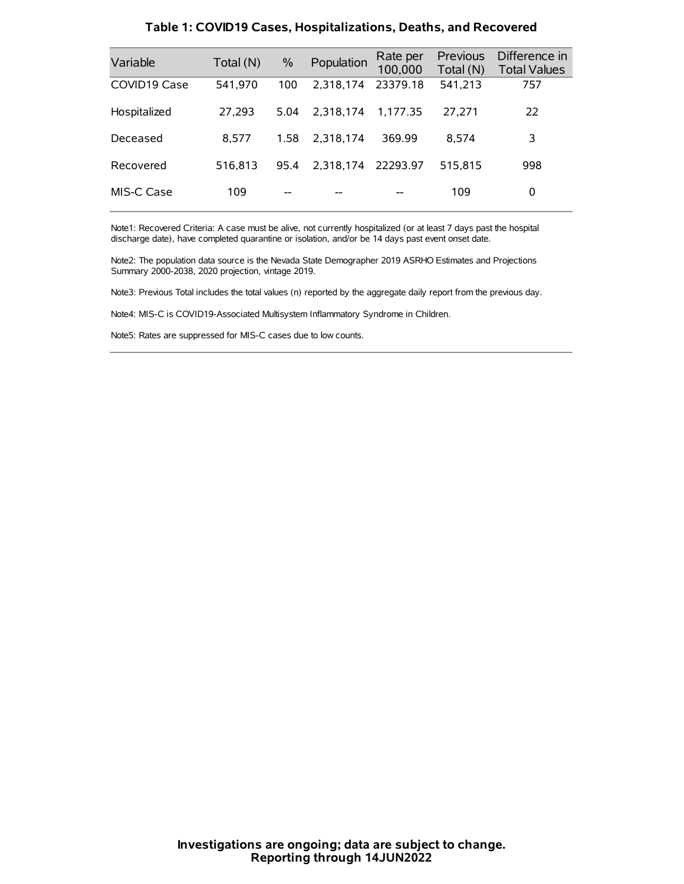**Table 1: COVID19 Cases, Hospitalizations, Deaths, and Recovered**

| Variable | Total (N) | % | Population | Rate per 100,000 | Previous Total (N) | Difference in Total Values |
|---|---|---|---|---|---|---|
| COVID19 Case | 541,970 | 100 | 2,318,174 | 23379.18 | 541,213 | 757 |
| Hospitalized | 27,293 | 5.04 | 2,318,174 | 1,177.35 | 27,271 | 22 |
| Deceased | 8,577 | 1.58 | 2,318,174 | 369.99 | 8,574 | 3 |
| Recovered | 516,813 | 95.4 | 2,318,174 | 22293.97 | 515,815 | 998 |
| MIS-C Case | 109 | -- | -- | -- | 109 | 0 |

Note1: Recovered Criteria: A case must be alive, not currently hospitalized (or at least 7 days past the hospital discharge date), have completed quarantine or isolation, and/or be 14 days past event onset date.

Note2: The population data source is the Nevada State Demographer 2019 ASRHO Estimates and Projections Summary 2000-2038, 2020 projection, vintage 2019.

Note3: Previous Total includes the total values (n) reported by the aggregate daily report from the previous day.

Note4: MIS-C is COVID19-Associated Multisystem Inflammatory Syndrome in Children.

Note5: Rates are suppressed for MIS-C cases due to low counts.

**Investigations are ongoing; data are subject to change.**
**Reporting through 14JUN2022**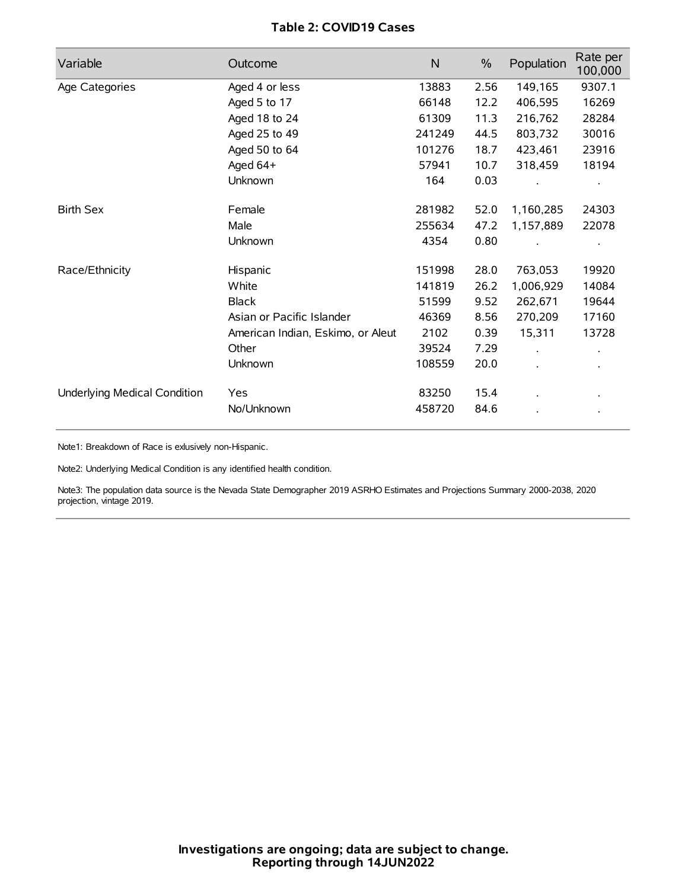# Table 2: COVID19 Cases

| Variable | Outcome | N | % | Population | Rate per 100,000 |
|---|---|---|---|---|---|
| Age Categories | Aged 4 or less | 13883 | 2.56 | 149,165 | 9307.1 |
| | Aged 5 to 17 | 66148 | 12.2 | 406,595 | 16269 |
| | Aged 18 to 24 | 61309 | 11.3 | 216,762 | 28284 |
| | Aged 25 to 49 | 241249 | 44.5 | 803,732 | 30016 |
| | Aged 50 to 64 | 101276 | 18.7 | 423,461 | 23916 |
| | Aged 64+ | 57941 | 10.7 | 318,459 | 18194 |
| | Unknown | 164 | 0.03 | . | . |
| Birth Sex | Female | 281982 | 52.0 | 1,160,285 | 24303 |
| | Male | 255634 | 47.2 | 1,157,889 | 22078 |
| | Unknown | 4354 | 0.80 | . | . |
| Race/Ethnicity | Hispanic | 151998 | 28.0 | 763,053 | 19920 |
| | White | 141819 | 26.2 | 1,006,929 | 14084 |
| | Black | 51599 | 9.52 | 262,671 | 19644 |
| | Asian or Pacific Islander | 46369 | 8.56 | 270,209 | 17160 |
| | American Indian, Eskimo, or Aleut | 2102 | 0.39 | 15,311 | 13728 |
| | Other | 39524 | 7.29 | . | . |
| | Unknown | 108559 | 20.0 | . | . |
| Underlying Medical Condition | Yes | 83250 | 15.4 | . | . |
| | No/Unknown | 458720 | 84.6 | . | . |

Note1: Breakdown of Race is exlusively non-Hispanic.

Note2: Underlying Medical Condition is any identified health condition.

Note3: The population data source is the Nevada State Demographer 2019 ASRHO Estimates and Projections Summary 2000-2038, 2020 projection, vintage 2019.

**Investigations are ongoing; data are subject to change.**
**Reporting through 14JUN2022**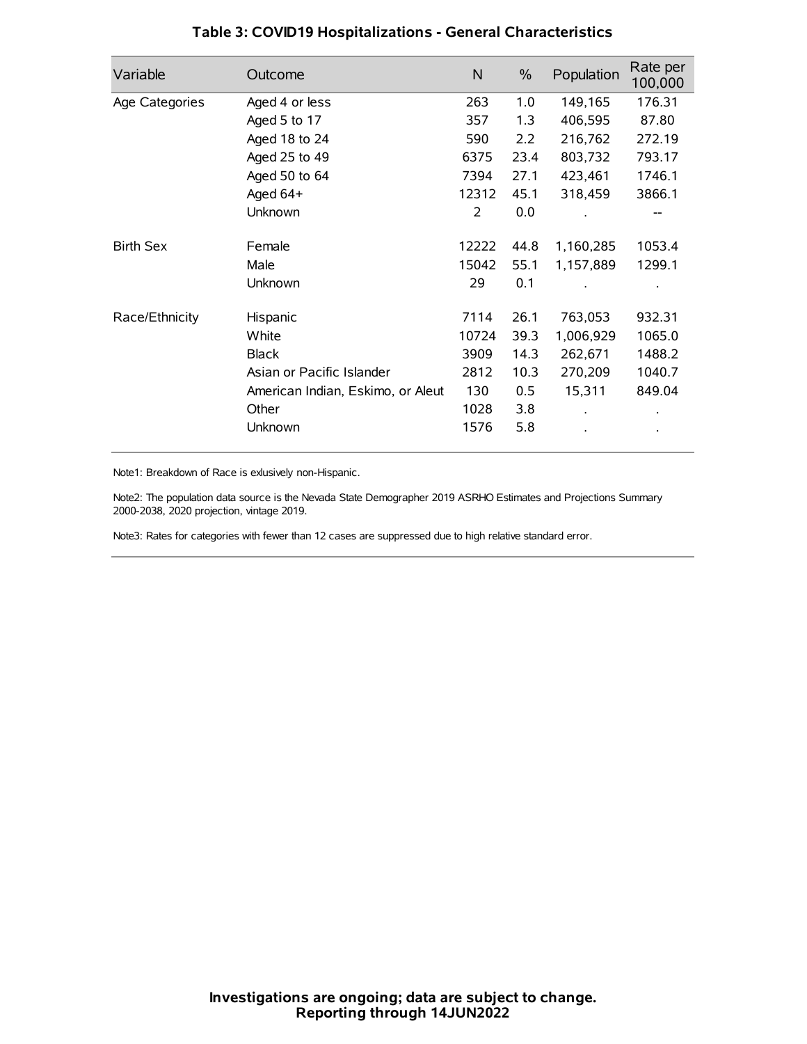## Table 3: COVID19 Hospitalizations - General Characteristics

| Variable | Outcome | N | % | Population | Rate per 100,000 |
|---|---|---|---|---|---|
| Age Categories | Aged 4 or less | 263 | 1.0 | 149,165 | 176.31 |
| | Aged 5 to 17 | 357 | 1.3 | 406,595 | 87.80 |
| | Aged 18 to 24 | 590 | 2.2 | 216,762 | 272.19 |
| | Aged 25 to 49 | 6375 | 23.4 | 803,732 | 793.17 |
| | Aged 50 to 64 | 7394 | 27.1 | 423,461 | 1746.1 |
| | Aged 64+ | 12312 | 45.1 | 318,459 | 3866.1 |
| | Unknown | 2 | 0.0 | . | -- |
| Birth Sex | Female | 12222 | 44.8 | 1,160,285 | 1053.4 |
| | Male | 15042 | 55.1 | 1,157,889 | 1299.1 |
| | Unknown | 29 | 0.1 | . | . |
| Race/Ethnicity | Hispanic | 7114 | 26.1 | 763,053 | 932.31 |
| | White | 10724 | 39.3 | 1,006,929 | 1065.0 |
| | Black | 3909 | 14.3 | 262,671 | 1488.2 |
| | Asian or Pacific Islander | 2812 | 10.3 | 270,209 | 1040.7 |
| | American Indian, Eskimo, or Aleut | 130 | 0.5 | 15,311 | 849.04 |
| | Other | 1028 | 3.8 | . | . |
| | Unknown | 1576 | 5.8 | . | . |

Note1: Breakdown of Race is exlusively non-Hispanic.

Note2: The population data source is the Nevada State Demographer 2019 ASRHO Estimates and Projections Summary 2000-2038, 2020 projection, vintage 2019.

Note3: Rates for categories with fewer than 12 cases are suppressed due to high relative standard error.

**Investigations are ongoing; data are subject to change.**
**Reporting through 14JUN2022**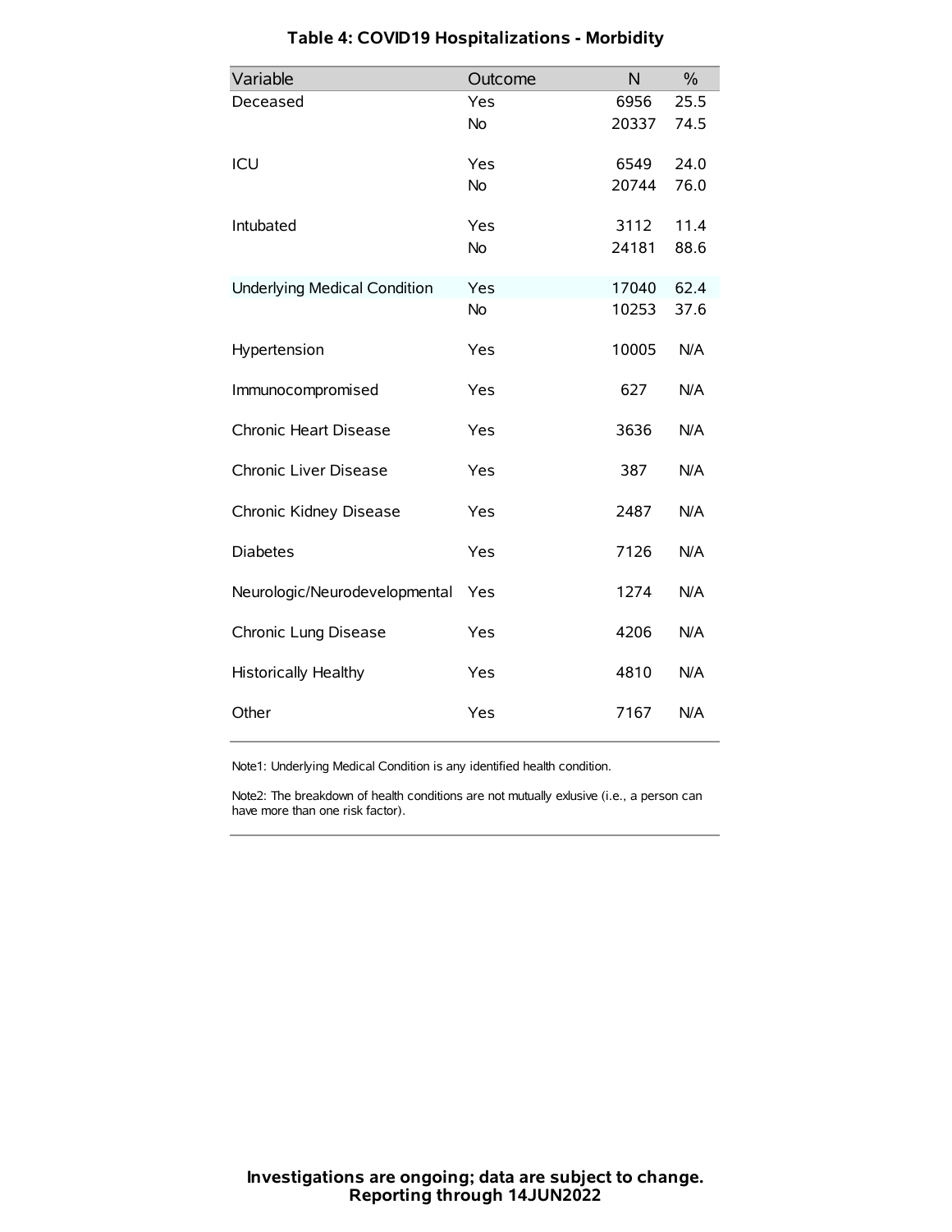# Table 4: COVID19 Hospitalizations - Morbidity

| Variable | Outcome | N | % |
|---|---|---|---|
| Deceased | Yes | 6956 | 25.5 |
| | No | 20337 | 74.5 |
| ICU | Yes | 6549 | 24.0 |
| | No | 20744 | 76.0 |
| Intubated | Yes | 3112 | 11.4 |
| | No | 24181 | 88.6 |
| Underlying Medical Condition | Yes | 17040 | 62.4 |
| | No | 10253 | 37.6 |
| Hypertension | Yes | 10005 | N/A |
| Immunocompromised | Yes | 627 | N/A |
| Chronic Heart Disease | Yes | 3636 | N/A |
| Chronic Liver Disease | Yes | 387 | N/A |
| Chronic Kidney Disease | Yes | 2487 | N/A |
| Diabetes | Yes | 7126 | N/A |
| Neurologic/Neurodevelopmental | Yes | 1274 | N/A |
| Chronic Lung Disease | Yes | 4206 | N/A |
| Historically Healthy | Yes | 4810 | N/A |
| Other | Yes | 7167 | N/A |

Note1: Underlying Medical Condition is any identified health condition.

Note2: The breakdown of health conditions are not mutually exlusive (i.e., a person can have more than one risk factor).

**Investigations are ongoing; data are subject to change.**
**Reporting through 14JUN2022**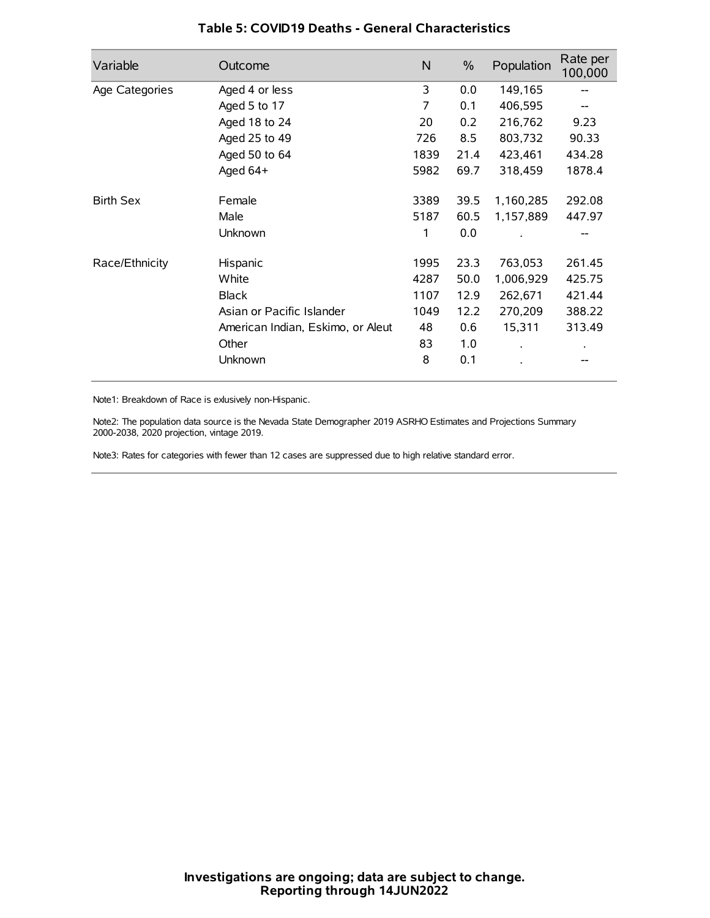### Table 5: COVID19 Deaths - General Characteristics

| Variable | Outcome | N | % | Population | Rate per 100,000 |
|---|---|---|---|---|---|
| Age Categories | Aged 4 or less | 3 | 0.0 | 149,165 | -- |
| | Aged 5 to 17 | 7 | 0.1 | 406,595 | -- |
| | Aged 18 to 24 | 20 | 0.2 | 216,762 | 9.23 |
| | Aged 25 to 49 | 726 | 8.5 | 803,732 | 90.33 |
| | Aged 50 to 64 | 1839 | 21.4 | 423,461 | 434.28 |
| | Aged 64+ | 5982 | 69.7 | 318,459 | 1878.4 |
| Birth Sex | Female | 3389 | 39.5 | 1,160,285 | 292.08 |
| | Male | 5187 | 60.5 | 1,157,889 | 447.97 |
| | Unknown | 1 | 0.0 | . | -- |
| Race/Ethnicity | Hispanic | 1995 | 23.3 | 763,053 | 261.45 |
| | White | 4287 | 50.0 | 1,006,929 | 425.75 |
| | Black | 1107 | 12.9 | 262,671 | 421.44 |
| | Asian or Pacific Islander | 1049 | 12.2 | 270,209 | 388.22 |
| | American Indian, Eskimo, or Aleut | 48 | 0.6 | 15,311 | 313.49 |
| | Other | 83 | 1.0 | . | . |
| | Unknown | 8 | 0.1 | . | -- |

Note1: Breakdown of Race is exlusively non-Hispanic.

Note2: The population data source is the Nevada State Demographer 2019 ASRHO Estimates and Projections Summary 2000-2038, 2020 projection, vintage 2019.

Note3: Rates for categories with fewer than 12 cases are suppressed due to high relative standard error.

**Investigations are ongoing; data are subject to change.**
**Reporting through 14JUN2022**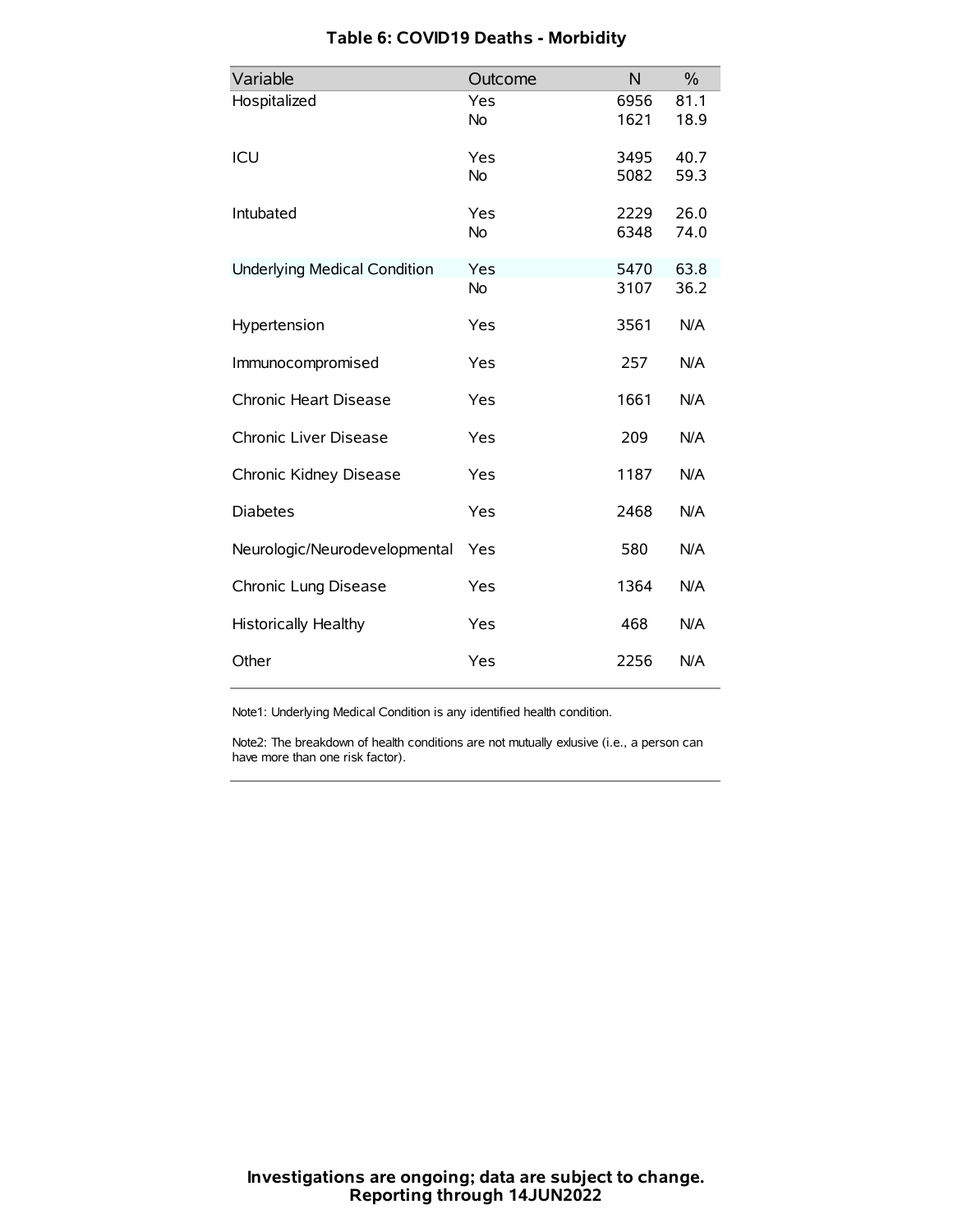# Table 6: COVID19 Deaths - Morbidity

| Variable | Outcome | N | % |
|---|---|---|---|
| Hospitalized | Yes | 6956 | 81.1 |
| | No | 1621 | 18.9 |
| ICU | Yes | 3495 | 40.7 |
| | No | 5082 | 59.3 |
| Intubated | Yes | 2229 | 26.0 |
| | No | 6348 | 74.0 |
| Underlying Medical Condition | Yes | 5470 | 63.8 |
| | No | 3107 | 36.2 |
| Hypertension | Yes | 3561 | N/A |
| Immunocompromised | Yes | 257 | N/A |
| Chronic Heart Disease | Yes | 1661 | N/A |
| Chronic Liver Disease | Yes | 209 | N/A |
| Chronic Kidney Disease | Yes | 1187 | N/A |
| Diabetes | Yes | 2468 | N/A |
| Neurologic/Neurodevelopmental | Yes | 580 | N/A |
| Chronic Lung Disease | Yes | 1364 | N/A |
| Historically Healthy | Yes | 468 | N/A |
| Other | Yes | 2256 | N/A |

Note1: Underlying Medical Condition is any identified health condition.

Note2: The breakdown of health conditions are not mutually exlusive (i.e., a person can have more than one risk factor).

**Investigations are ongoing; data are subject to change.**
**Reporting through 14JUN2022**